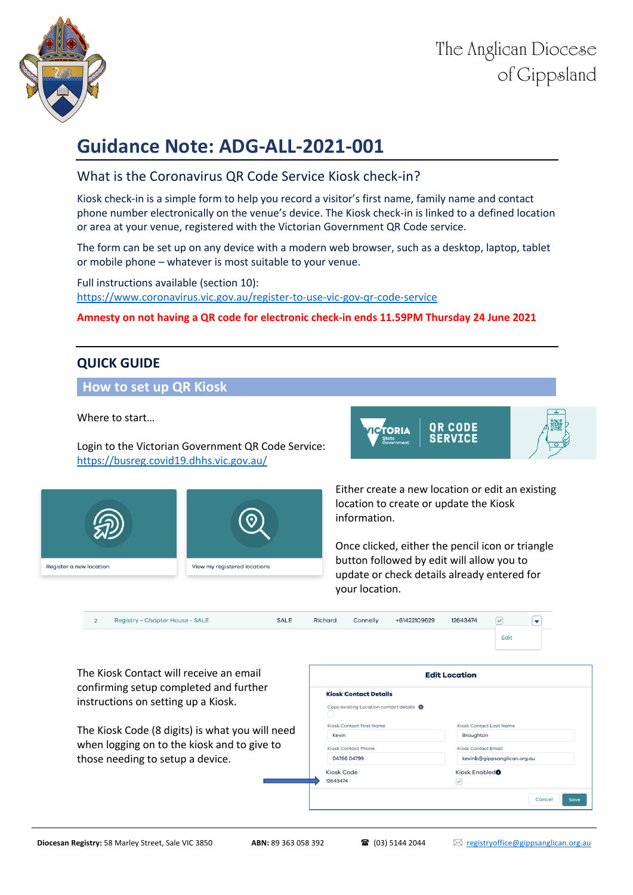The Anglican Diocese of Gippsland

# Guidance Note: ADG-ALL-2021-001

## What is the Coronavirus QR Code Service Kiosk check-in?

Kiosk check-in is a simple form to help you record a visitor's first name, family name and contact phone number electronically on the venue's device. The Kiosk check-in is linked to a defined location or area at your venue, registered with the Victorian Government QR Code service.

The form can be set up on any device with a modern web browser, such as a desktop, laptop, tablet or mobile phone – whatever is most suitable to your venue.

Full instructions available (section 10):
https://www.coronavirus.vic.gov.au/register-to-use-vic-gov-qr-code-service

**Amnesty on not having a QR code for electronic check-in ends 11.59PM Thursday 24 June 2021**

## QUICK GUIDE

### How to set up QR Kiosk

Where to start…

Login to the Victorian Government QR Code Service:
https://busreg.covid19.dhhs.vic.gov.au/

VICTORIA State Government | QR CODE SERVICE

Register a new location | View my registered locations

Either create a new location or edit an existing location to create or update the Kiosk information.

Once clicked, either the pencil icon or triangle button followed by edit will allow you to update or check details already entered for your location.

| 2 | Registry – Chapter House - SALE | SALE | Richard | Connelly | +61422109629 | 12643474 | ✓ | Edit |
|---|---|---|---|---|---|---|---|---|

The Kiosk Contact will receive an email confirming setup completed and further instructions on setting up a Kiosk.

The Kiosk Code (8 digits) is what you will need when logging on to the kiosk and to give to those needing to setup a device.

**Edit Location**

**Kiosk Contact Details**

Copy existing Location contact details

| Kiosk Contact First Name | Kiosk Contact Last Name |
|---|---|
| Kevin | Broughton |
| **Kiosk Contact Phone** | **Kiosk Contact Email** |
| 04766 04799 | kevinb@gippsanglican.org.au |
| **Kiosk Code** | **Kiosk Enabled** |
| 12643474 | ✓ |

Cancel | Save

**Diocesan Registry:** 58 Marley Street, Sale VIC 3850 **ABN:** 89 363 058 392 ☎ (03) 5144 2044 registryoffice@gippsanglican.org.au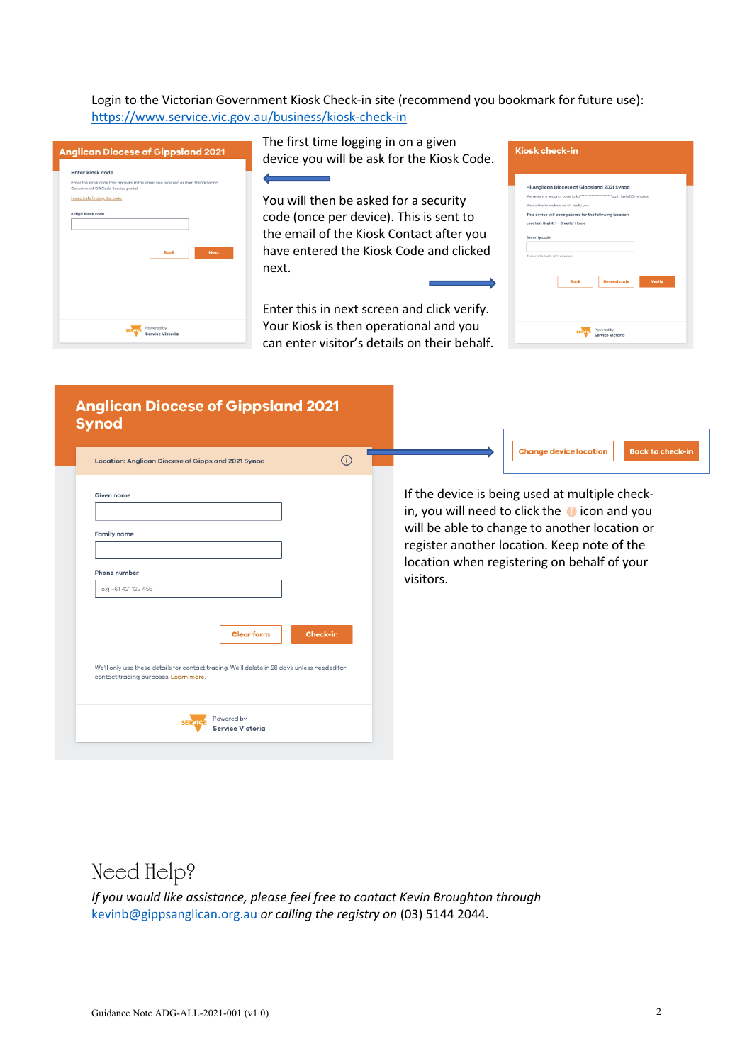Login to the Victorian Government Kiosk Check-in site (recommend you bookmark for future use): https://www.service.vic.gov.au/business/kiosk-check-in

The first time logging in on a given device you will be ask for the Kiosk Code.

You will then be asked for a security code (once per device). This is sent to the email of the Kiosk Contact after you have entered the Kiosk Code and clicked next.

Enter this in next screen and click verify. Your Kiosk is then operational and you can enter visitor's details on their behalf.

If the device is being used at multiple check-in, you will need to click the icon and you will be able to change to another location or register another location. Keep note of the location when registering on behalf of your visitors.

# Need Help?

*If you would like assistance, please feel free to contact Kevin Broughton through* kevinb@gippsanglican.org.au *or calling the registry on* (03) 5144 2044.

Guidance Note ADG-ALL-2021-001 (v1.0)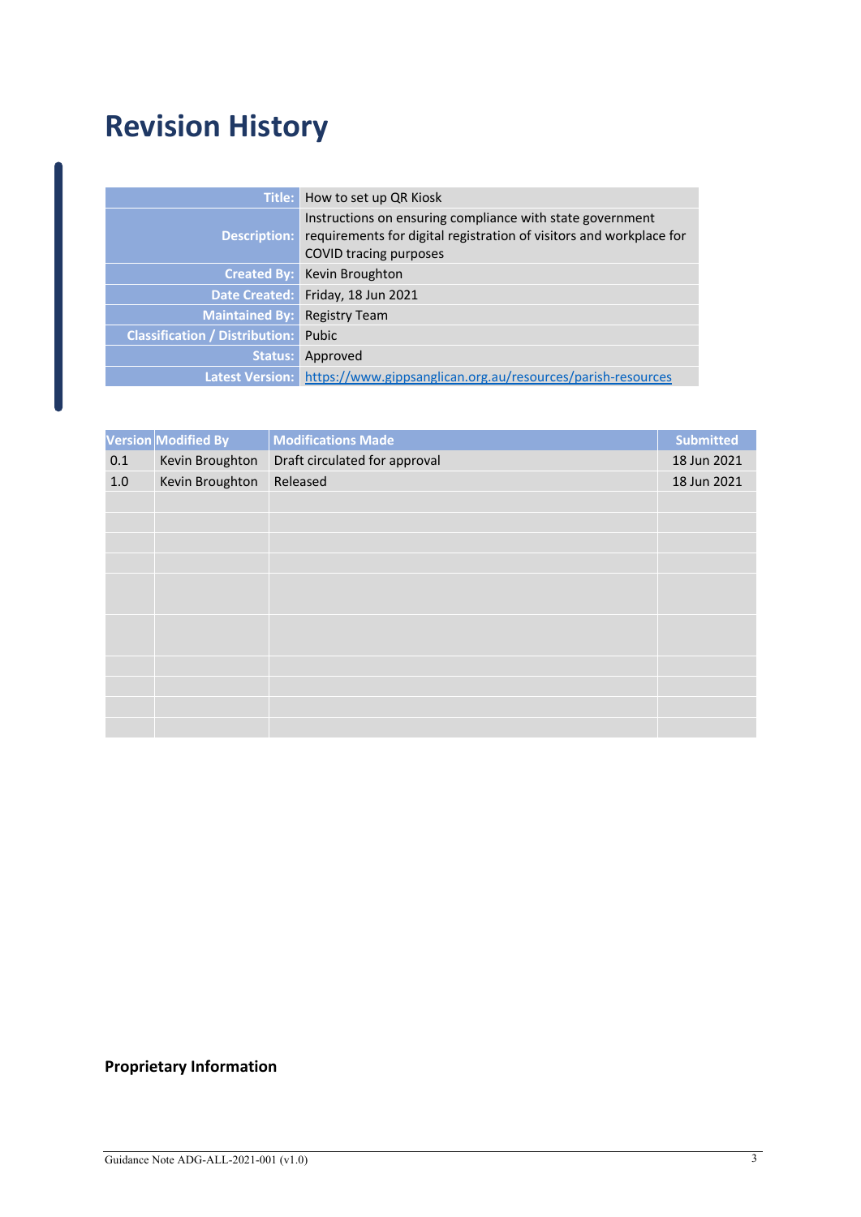# Revision History

| Title: | How to set up QR Kiosk |
|---|---|
| Description: | Instructions on ensuring compliance with state government requirements for digital registration of visitors and workplace for COVID tracing purposes |
| Created By: | Kevin Broughton |
| Date Created: | Friday, 18 Jun 2021 |
| Maintained By: | Registry Team |
| Classification / Distribution: | Pubic |
| Status: | Approved |
| Latest Version: | https://www.gippsanglican.org.au/resources/parish-resources |

| Version | Modified By | Modifications Made | Submitted |
|---|---|---|---|
| 0.1 | Kevin Broughton | Draft circulated for approval | 18 Jun 2021 |
| 1.0 | Kevin Broughton | Released | 18 Jun 2021 |
| | | | |
| | | | |
| | | | |
| | | | |
| | | | |
| | | | |
| | | | |
| | | | |
| | | | |
| | | | |

**Proprietary Information**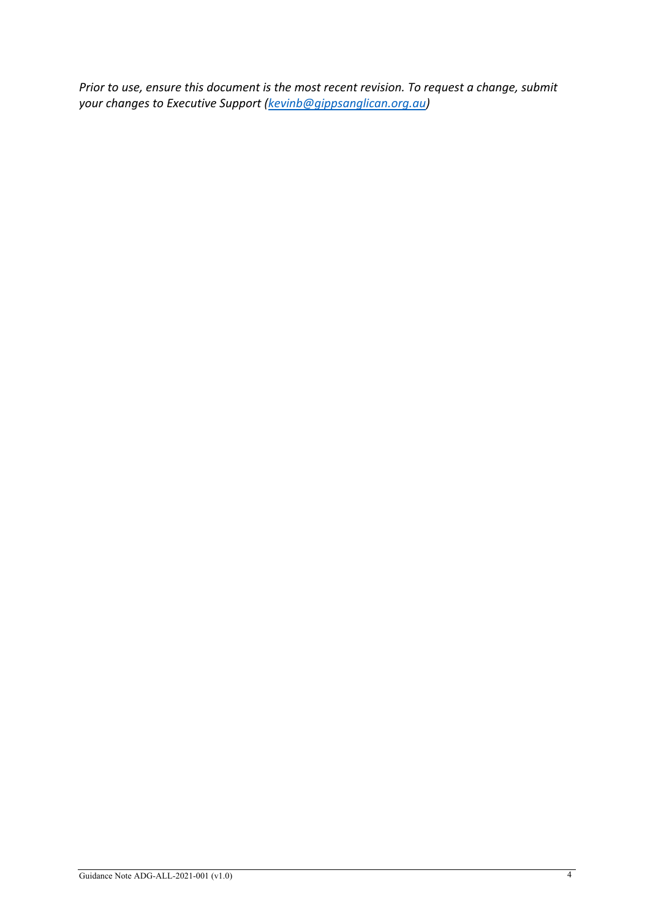*Prior to use, ensure this document is the most recent revision. To request a change, submit your changes to Executive Support ([kevinb@gippsanglican.org.au](mailto:kevinb@gippsanglican.org.au))*